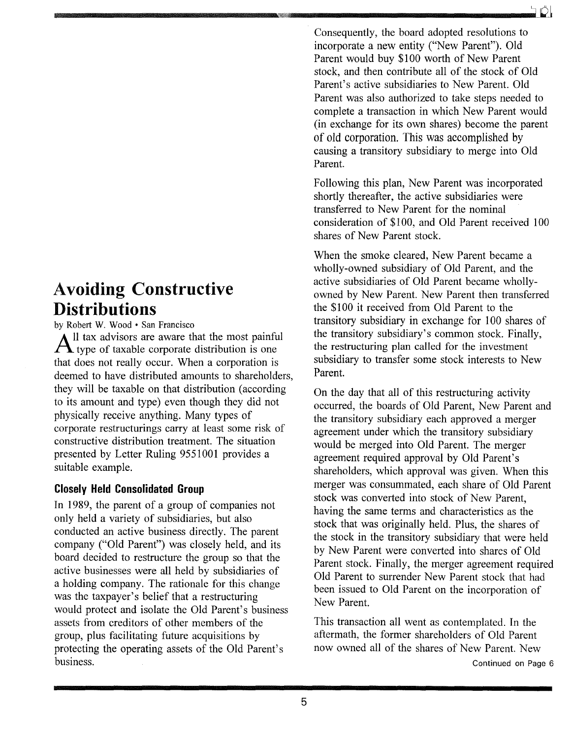# Avoiding Constructive Distributions

by Robert W. Wood • San Francisco

All tax advisors are aware that the most painful type of taxable corporate distribution is one that does not really occur. When a corporation is deemed to have distributed amounts to shareholders, they will be taxable on that distribution (according to its amount and type) even though they did not physically receive anything. Many types of corporate restructurings carry at least some risk of constructive distribution treatment. The situation presented by Letter Ruling 9551001 provides a suitable example.

## Closely Held Consolidated Group

In 1989, the parent of a group of companies not only held a variety of subsidiaries, but also conducted an active business directly. The parent company ("Old Parent") was closely held, and its board decided to restructure the group so that the active businesses were all held by subsidiaries of a holding company. The rationale for this change was the taxpayer's belief that a restructuring would protect and isolate the Old Parent's business assets from creditors of other members of the group, plus facilitating future acquisitions by protecting the operating assets of the Old Parent's business.

Consequently, the board adopted resolutions to incorporate a new entity ("New Parent"). Old Parent would buy $100 worth of New Parent stock, and then contribute all of the stock of Old Parent's active subsidiaries to New Parent. Old Parent was also authorized to take steps needed to complete a transaction in which New Parent would (in exchange for its own shares) become the parent of old corporation. This was accomplished by causing a transitory subsidiary to merge into Old Parent.

Following this plan, New Parent was incorporated shortly thereafter, the active subsidiaries were transferred to New Parent for the nominal consideration of $100, and Old Parent received 100 shares of New Parent stock.

When the smoke cleared, New Parent became a wholly-owned subsidiary of Old Parent, and the active subsidiaries of Old Parent became wholly-owned by New Parent. New Parent then transferred the $100 it received from Old Parent to the transitory subsidiary in exchange for 100 shares of the transitory subsidiary's common stock. Finally, the restructuring plan called for the investment subsidiary to transfer some stock interests to New Parent.

On the day that all of this restructuring activity occurred, the boards of Old Parent, New Parent and the transitory subsidiary each approved a merger agreement under which the transitory subsidiary would be merged into Old Parent. The merger agreement required approval by Old Parent's shareholders, which approval was given. When this merger was consummated, each share of Old Parent stock was converted into stock of New Parent, having the same terms and characteristics as the stock that was originally held. Plus, the shares of the stock in the transitory subsidiary that were held by New Parent were converted into shares of Old Parent stock. Finally, the merger agreement required Old Parent to surrender New Parent stock that had been issued to Old Parent on the incorporation of New Parent.

This transaction all went as contemplated. In the aftermath, the former shareholders of Old Parent now owned all of the shares of New Parent. New

Continued on Page 6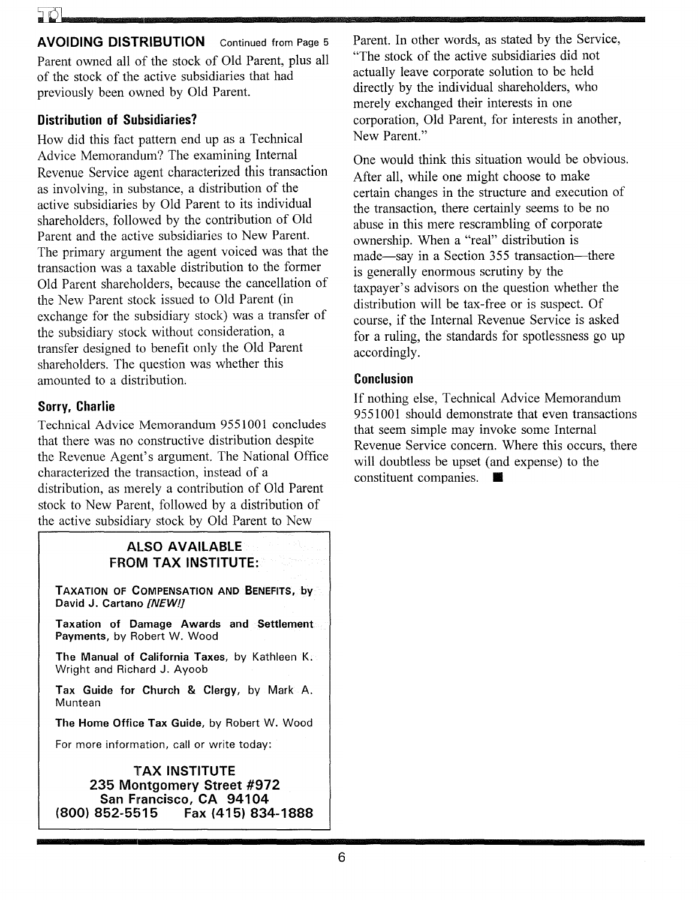## AVOIDING DISTRIBUTION Continued from Page 5

Parent owned all of the stock of Old Parent, plus all of the stock of the active subsidiaries that had previously been owned by Old Parent.

### Distribution of Subsidiaries?

How did this fact pattern end up as a Technical Advice Memorandum? The examining Internal Revenue Service agent characterized this transaction as involving, in substance, a distribution of the active subsidiaries by Old Parent to its individual shareholders, followed by the contribution of Old Parent and the active subsidiaries to New Parent. The primary argument the agent voiced was that the transaction was a taxable distribution to the former Old Parent shareholders, because the cancellation of the New Parent stock issued to Old Parent (in exchange for the subsidiary stock) was a transfer of the subsidiary stock without consideration, a transfer designed to benefit only the Old Parent shareholders. The question was whether this amounted to a distribution.

### Sorry, Charlie

Technical Advice Memorandum 9551001 concludes that there was no constructive distribution despite the Revenue Agent's argument. The National Office characterized the transaction, instead of a distribution, as merely a contribution of Old Parent stock to New Parent, followed by a distribution of the active subsidiary stock by Old Parent to New Parent. In other words, as stated by the Service, "The stock of the active subsidiaries did not actually leave corporate solution to be held directly by the individual shareholders, who merely exchanged their interests in one corporation, Old Parent, for interests in another, New Parent."

One would think this situation would be obvious. After all, while one might choose to make certain changes in the structure and execution of the transaction, there certainly seems to be no abuse in this mere rescrambling of corporate ownership. When a "real" distribution is made—say in a Section 355 transaction—there is generally enormous scrutiny by the taxpayer's advisors on the question whether the distribution will be tax-free or is suspect. Of course, if the Internal Revenue Service is asked for a ruling, the standards for spotlessness go up accordingly.

### Conclusion

If nothing else, Technical Advice Memorandum 9551001 should demonstrate that even transactions that seem simple may invoke some Internal Revenue Service concern. Where this occurs, there will doubtless be upset (and expense) to the constituent companies. ■

---

**ALSO AVAILABLE FROM TAX INSTITUTE:**

**TAXATION OF COMPENSATION AND BENEFITS,** by David J. Cartano *[NEW!]*

**Taxation of Damage Awards and Settlement Payments,** by Robert W. Wood

**The Manual of California Taxes,** by Kathleen K. Wright and Richard J. Ayoob

**Tax Guide for Church & Clergy,** by Mark A. Muntean

**The Home Office Tax Guide,** by Robert W. Wood

For more information, call or write today:

**TAX INSTITUTE**
**235 Montgomery Street #972**
**San Francisco, CA 94104**
**(800) 852-5515 Fax (415) 834-1888**